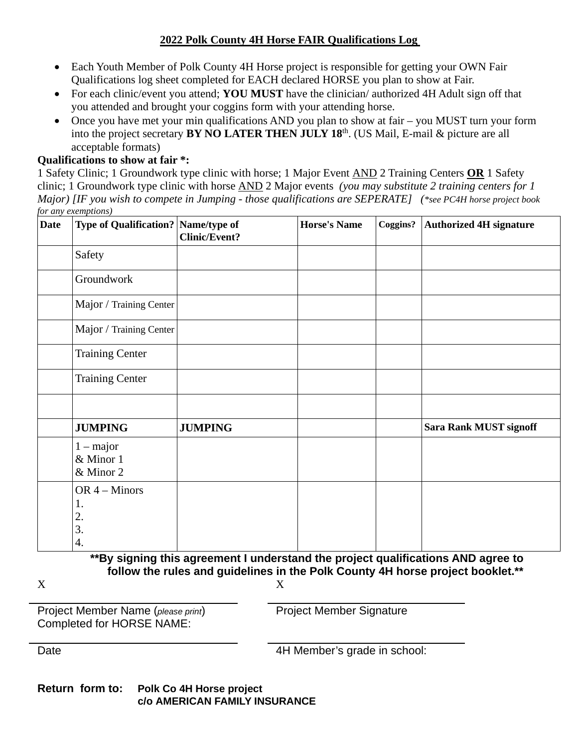# 2022 Polk County 4H Horse FAIR Qualifications Log

- Each Youth Member of Polk County 4H Horse project is responsible for getting your OWN Fair Qualifications log sheet completed for EACH declared HORSE you plan to show at Fair.
- For each clinic/event you attend; **YOU MUST** have the clinician/ authorized 4H Adult sign off that you attended and brought your coggins form with your attending horse.
- Once you have met your min qualifications AND you plan to show at fair – you MUST turn your form into the project secretary **BY NO LATER THEN JULY 18th**. (US Mail, E-mail & picture are all acceptable formats)

**Qualifications to show at fair *:**

1 Safety Clinic; 1 Groundwork type clinic with horse; 1 Major Event AND 2 Training Centers **OR** 1 Safety clinic; 1 Groundwork type clinic with horse AND 2 Major events *(you may substitute 2 training centers for 1 Major) [IF you wish to compete in Jumping - those qualifications are SEPERATE]* (*\*see PC4H horse project book for any exemptions)*

| Date | Type of Qualification? | Name/type of Clinic/Event? | Horse's Name | Coggins? | Authorized 4H signature |
|---|---|---|---|---|---|
| | Safety | | | | |
| | Groundwork | | | | |
| | Major / Training Center | | | | |
| | Major / Training Center | | | | |
| | Training Center | | | | |
| | Training Center | | | | |
| | | | | | |
| | **JUMPING** | **JUMPING** | | | **Sara Rank MUST signoff** |
| | 1 – major<br>& Minor 1<br>& Minor 2 | | | | |
| | OR 4 – Minors<br>1.<br>2.<br>3.<br>4. | | | | |

**\*\*By signing this agreement I understand the project qualifications AND agree to follow the rules and guidelines in the Polk County 4H horse project booklet.\*\***

X ______________________________ X ______________________________

Project Member Name (*please print*) Project Member Signature

Completed for HORSE NAME:

______________________________ ______________________________

Date 4H Member's grade in school:

**Return form to:** **Polk Co 4H Horse project**
**c/o AMERICAN FAMILY INSURANCE**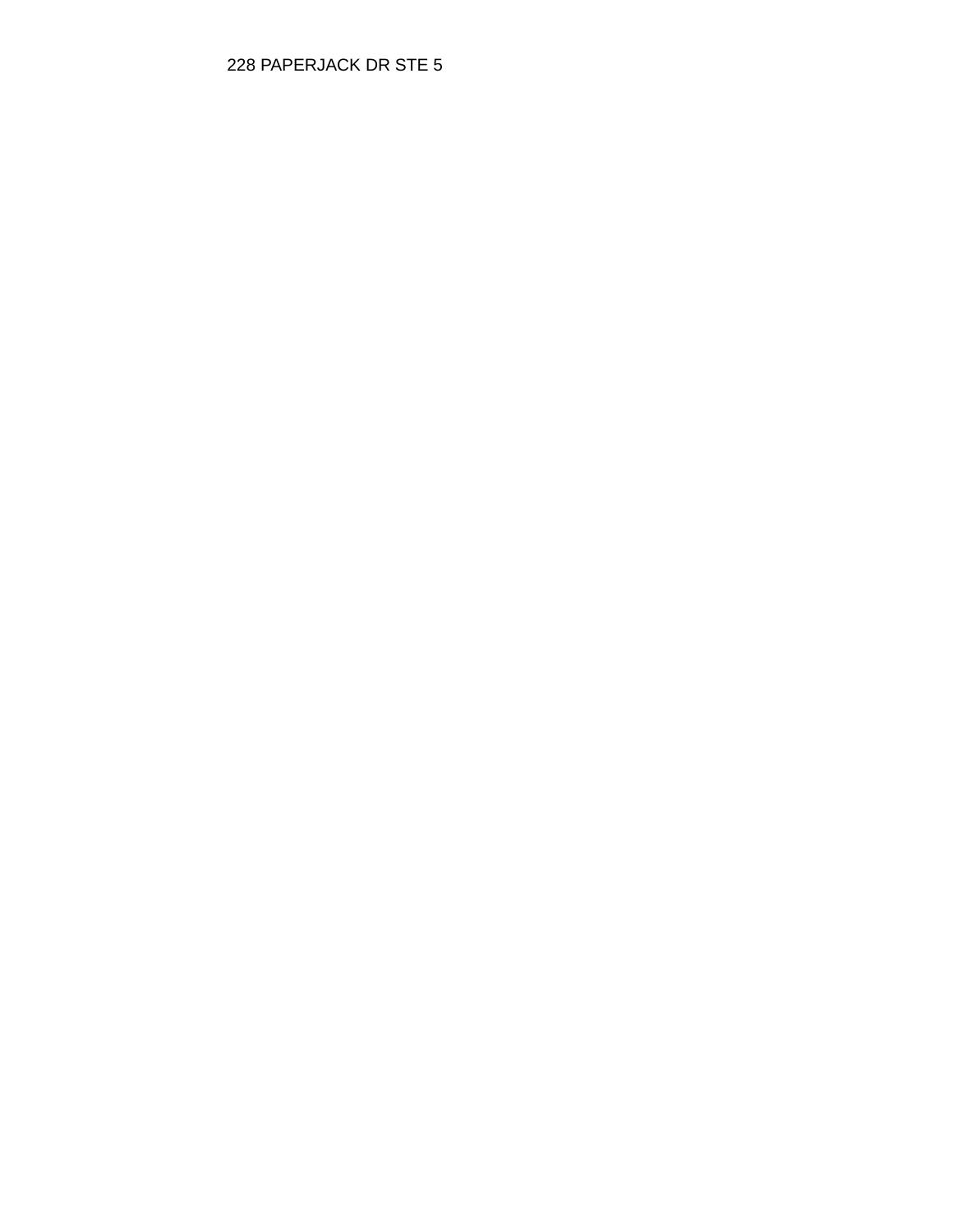228 PAPERJACK DR STE 5